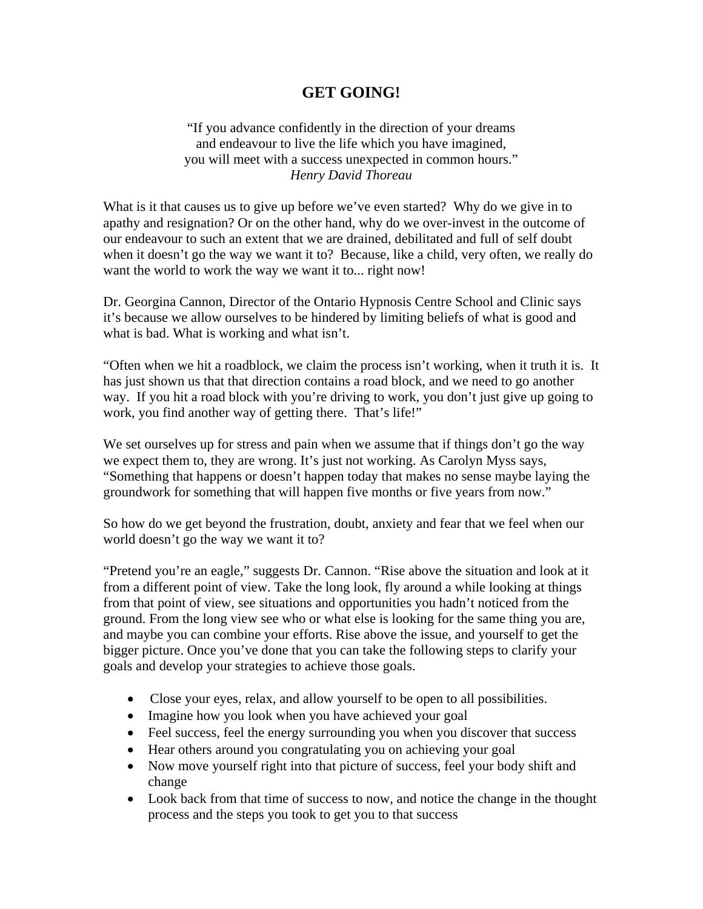# GET GOING!

"If you advance confidently in the direction of your dreams
and endeavour to live the life which you have imagined,
you will meet with a success unexpected in common hours."
*Henry David Thoreau*

What is it that causes us to give up before we've even started? Why do we give in to apathy and resignation? Or on the other hand, why do we over-invest in the outcome of our endeavour to such an extent that we are drained, debilitated and full of self doubt when it doesn't go the way we want it to? Because, like a child, very often, we really do want the world to work the way we want it to... right now!

Dr. Georgina Cannon, Director of the Ontario Hypnosis Centre School and Clinic says it's because we allow ourselves to be hindered by limiting beliefs of what is good and what is bad. What is working and what isn't.

"Often when we hit a roadblock, we claim the process isn't working, when it truth it is. It has just shown us that that direction contains a road block, and we need to go another way. If you hit a road block with you're driving to work, you don't just give up going to work, you find another way of getting there. That's life!"

We set ourselves up for stress and pain when we assume that if things don't go the way we expect them to, they are wrong. It's just not working. As Carolyn Myss says, "Something that happens or doesn't happen today that makes no sense maybe laying the groundwork for something that will happen five months or five years from now."

So how do we get beyond the frustration, doubt, anxiety and fear that we feel when our world doesn't go the way we want it to?

"Pretend you're an eagle," suggests Dr. Cannon. "Rise above the situation and look at it from a different point of view. Take the long look, fly around a while looking at things from that point of view, see situations and opportunities you hadn't noticed from the ground. From the long view see who or what else is looking for the same thing you are, and maybe you can combine your efforts. Rise above the issue, and yourself to get the bigger picture. Once you've done that you can take the following steps to clarify your goals and develop your strategies to achieve those goals.

- Close your eyes, relax, and allow yourself to be open to all possibilities.
- Imagine how you look when you have achieved your goal
- Feel success, feel the energy surrounding you when you discover that success
- Hear others around you congratulating you on achieving your goal
- Now move yourself right into that picture of success, feel your body shift and change
- Look back from that time of success to now, and notice the change in the thought process and the steps you took to get you to that success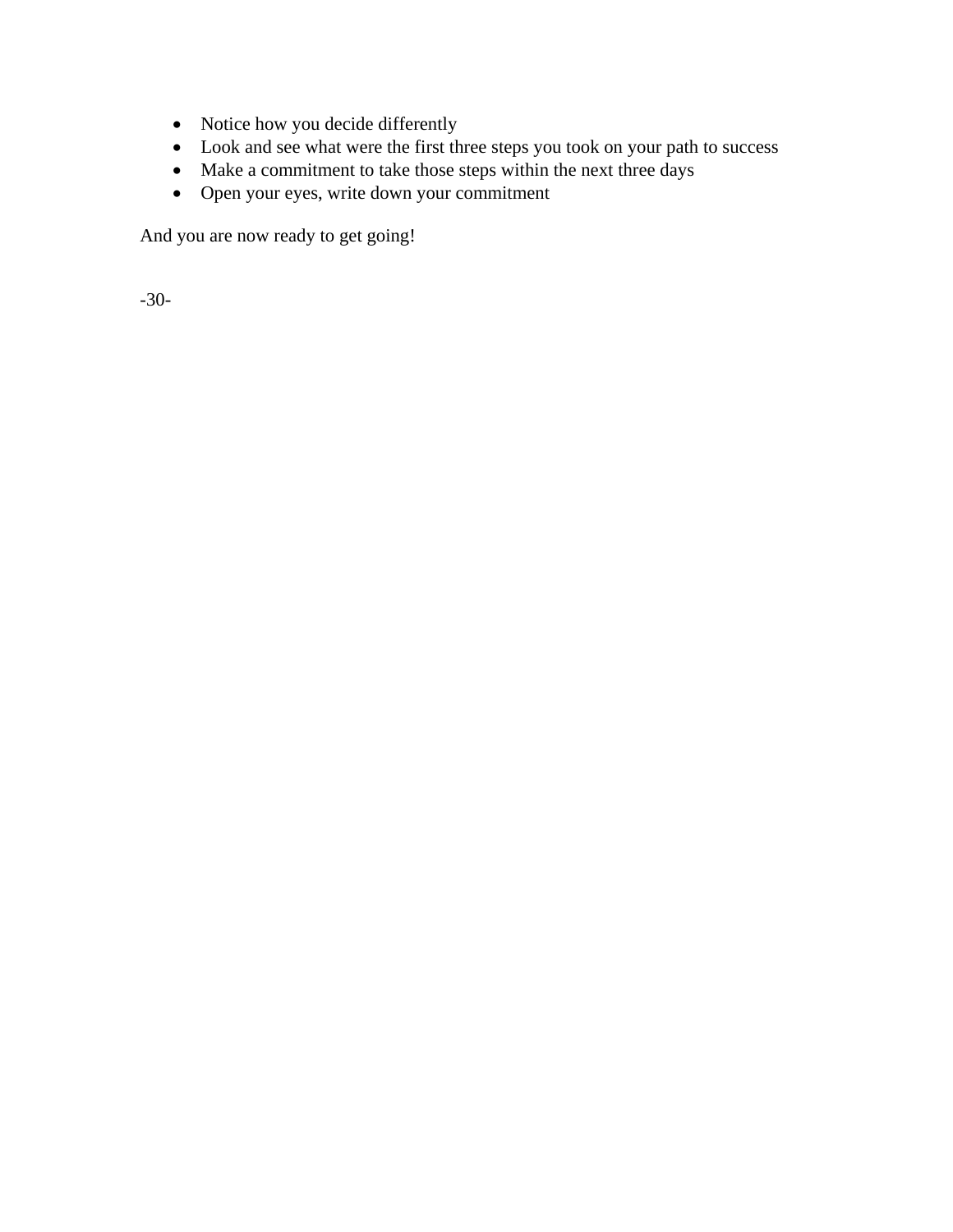- Notice how you decide differently
- Look and see what were the first three steps you took on your path to success
- Make a commitment to take those steps within the next three days
- Open your eyes, write down your commitment

And you are now ready to get going!

-30-